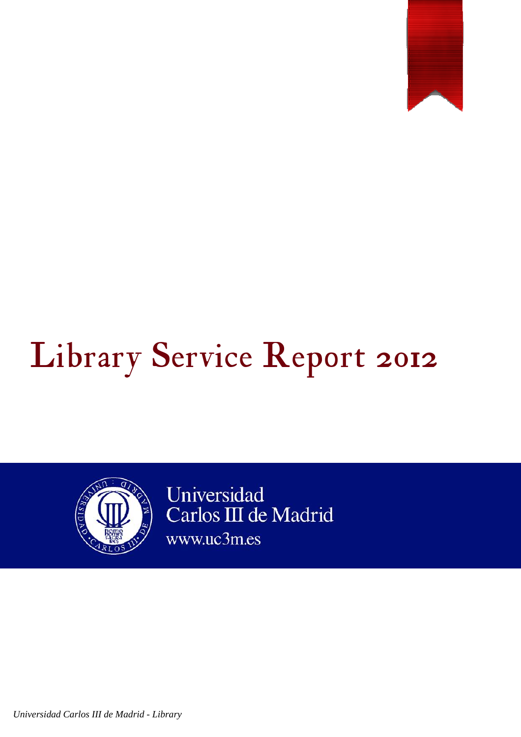# Library Service Report 2012

Universidad
Carlos III de Madrid
www.uc3m.es

*Universidad Carlos III de Madrid - Library*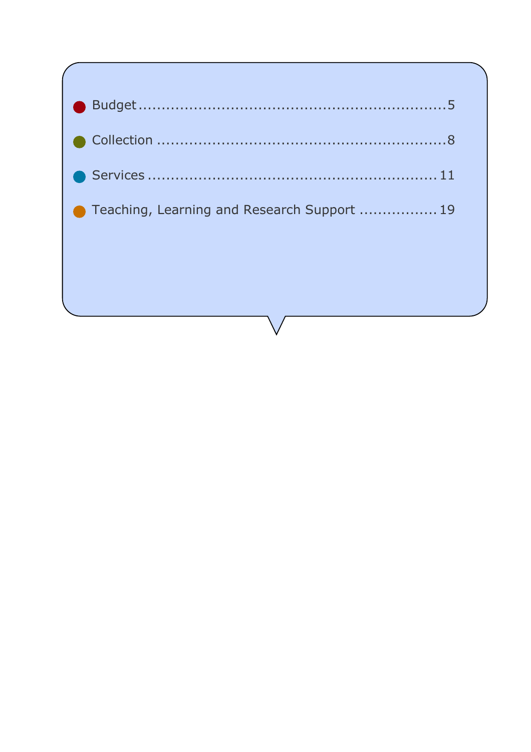- Budget ........................................................ 5
- Collection ..................................................... 8
- Services ....................................................... 11
- Teaching, Learning and Research Support ................ 19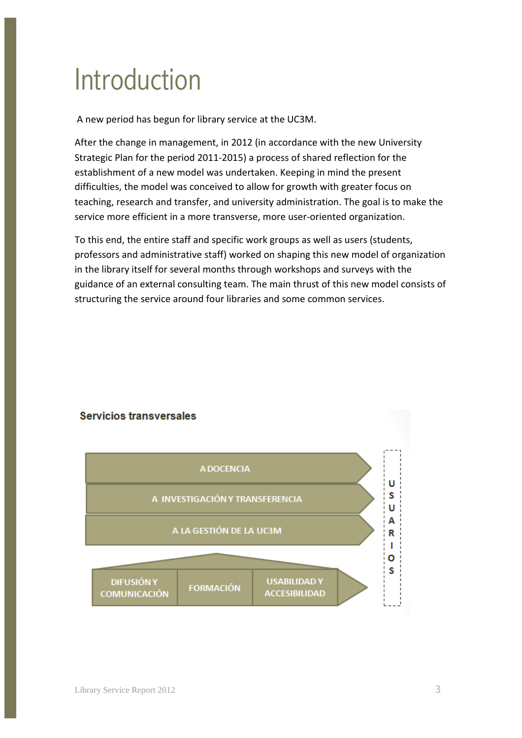# Introduction

A new period has begun for library service at the UC3M.

After the change in management, in 2012 (in accordance with the new University Strategic Plan for the period 2011-2015) a process of shared reflection for the establishment of a new model was undertaken. Keeping in mind the present difficulties, the model was conceived to allow for growth with greater focus on teaching, research and transfer, and university administration. The goal is to make the service more efficient in a more transverse, more user-oriented organization.

To this end, the entire staff and specific work groups as well as users (students, professors and administrative staff) worked on shaping this new model of organization in the library itself for several months through workshops and surveys with the guidance of an external consulting team. The main thrust of this new model consists of structuring the service around four libraries and some common services.

**Servicios transversales**

A DOCENCIA

A INVESTIGACIÓN Y TRANSFERENCIA

A LA GESTIÓN DE LA UC3M

DIFUSIÓN Y COMUNICACIÓN | FORMACIÓN | USABILIDAD Y ACCESIBILIDAD

USUARIOS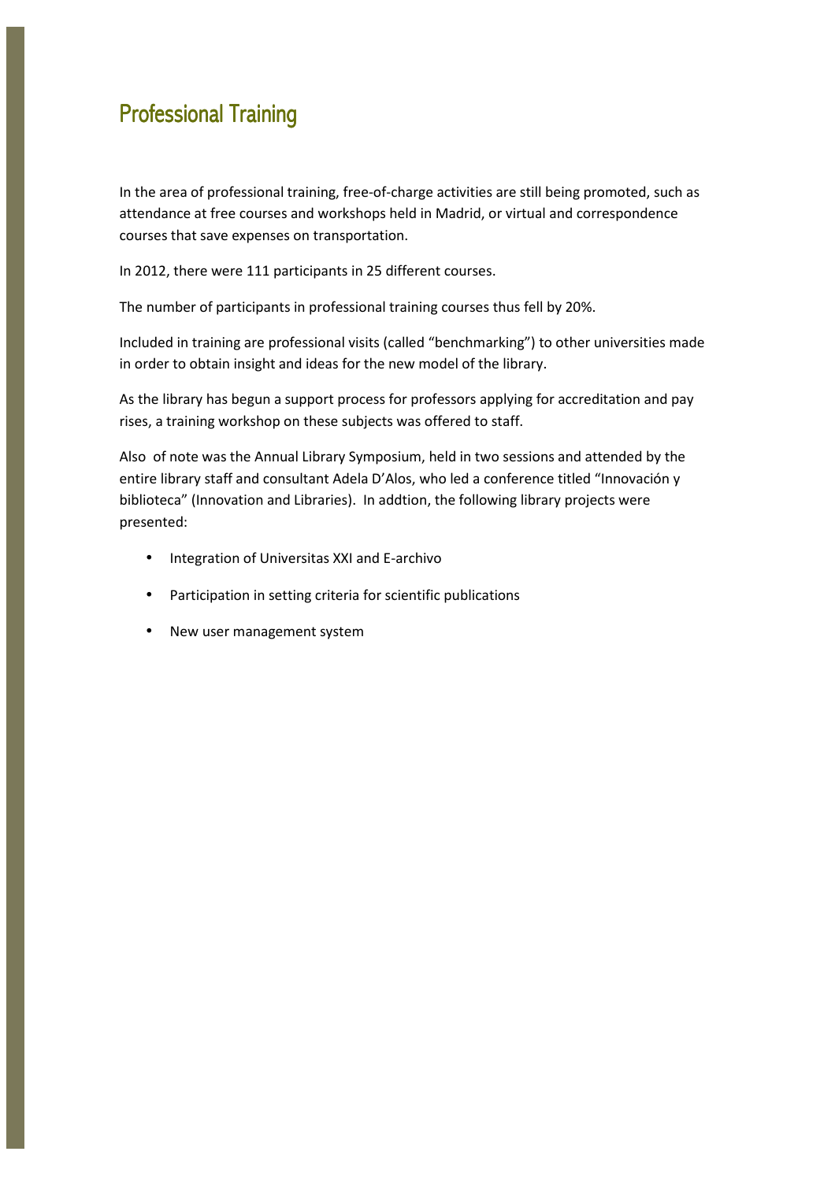# Professional Training

In the area of professional training, free-of-charge activities are still being promoted, such as attendance at free courses and workshops held in Madrid, or virtual and correspondence courses that save expenses on transportation.

In 2012, there were 111 participants in 25 different courses.

The number of participants in professional training courses thus fell by 20%.

Included in training are professional visits (called "benchmarking") to other universities made in order to obtain insight and ideas for the new model of the library.

As the library has begun a support process for professors applying for accreditation and pay rises, a training workshop on these subjects was offered to staff.

Also of note was the Annual Library Symposium, held in two sessions and attended by the entire library staff and consultant Adela D'Alos, who led a conference titled "Innovación y biblioteca" (Innovation and Libraries). In addtion, the following library projects were presented:

- Integration of Universitas XXI and E-archivo
- Participation in setting criteria for scientific publications
- New user management system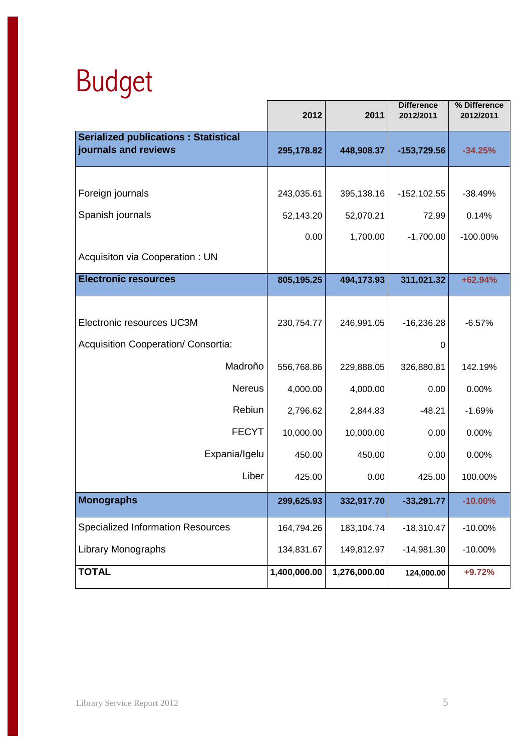# Budget

| | 2012 | 2011 | Difference 2012/2011 | % Difference 2012/2011 |
|---|---|---|---|---|
| **Serialized publications : Statistical journals and reviews** | **295,178.82** | **448,908.37** | **-153,729.56** | **-34.25%** |
| Foreign journals | 243,035.61 | 395,138.16 | -152,102.55 | -38.49% |
| Spanish journals | 52,143.20 | 52,070.21 | 72.99 | 0.14% |
| | 0.00 | 1,700.00 | -1,700.00 | -100.00% |
| Acquisiton via Cooperation : UN | | | | |
| **Electronic resources** | **805,195.25** | **494,173.93** | **311,021.32** | **+62.94%** |
| Electronic resources UC3M | 230,754.77 | 246,991.05 | -16,236.28 | -6.57% |
| Acquisition Cooperation/ Consortia: | | | 0 | |
| Madroño | 556,768.86 | 229,888.05 | 326,880.81 | 142.19% |
| Nereus | 4,000.00 | 4,000.00 | 0.00 | 0.00% |
| Rebiun | 2,796.62 | 2,844.83 | -48.21 | -1.69% |
| FECYT | 10,000.00 | 10,000.00 | 0.00 | 0.00% |
| Expania/Igelu | 450.00 | 450.00 | 0.00 | 0.00% |
| Liber | 425.00 | 0.00 | 425.00 | 100.00% |
| **Monographs** | **299,625.93** | **332,917.70** | **-33,291.77** | **-10.00%** |
| Specialized Information Resources | 164,794.26 | 183,104.74 | -18,310.47 | -10.00% |
| Library Monographs | 134,831.67 | 149,812.97 | -14,981.30 | -10.00% |
| **TOTAL** | **1,400,000.00** | **1,276,000.00** | **124,000.00** | **+9.72%** |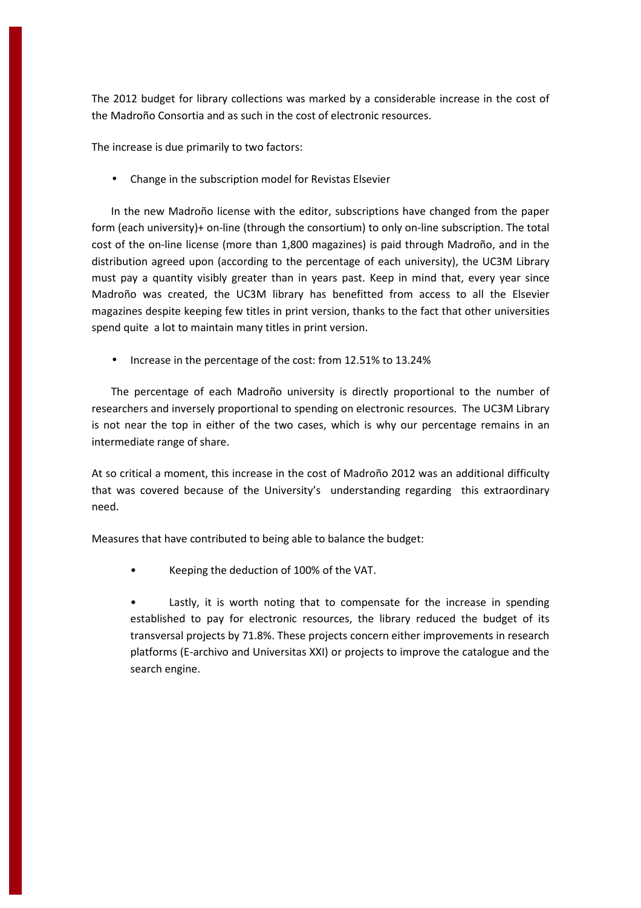The 2012 budget for library collections was marked by a considerable increase in the cost of the Madroño Consortia and as such in the cost of electronic resources.

The increase is due primarily to two factors:

- Change in the subscription model for Revistas Elsevier

In the new Madroño license with the editor, subscriptions have changed from the paper form (each university)+ on-line (through the consortium) to only on-line subscription. The total cost of the on-line license (more than 1,800 magazines) is paid through Madroño, and in the distribution agreed upon (according to the percentage of each university), the UC3M Library must pay a quantity visibly greater than in years past. Keep in mind that, every year since Madroño was created, the UC3M library has benefitted from access to all the Elsevier magazines despite keeping few titles in print version, thanks to the fact that other universities spend quite a lot to maintain many titles in print version.

- Increase in the percentage of the cost: from 12.51% to 13.24%

The percentage of each Madroño university is directly proportional to the number of researchers and inversely proportional to spending on electronic resources. The UC3M Library is not near the top in either of the two cases, which is why our percentage remains in an intermediate range of share.

At so critical a moment, this increase in the cost of Madroño 2012 was an additional difficulty that was covered because of the University's understanding regarding this extraordinary need.

Measures that have contributed to being able to balance the budget:

- Keeping the deduction of 100% of the VAT.

- Lastly, it is worth noting that to compensate for the increase in spending established to pay for electronic resources, the library reduced the budget of its transversal projects by 71.8%. These projects concern either improvements in research platforms (E-archivo and Universitas XXI) or projects to improve the catalogue and the search engine.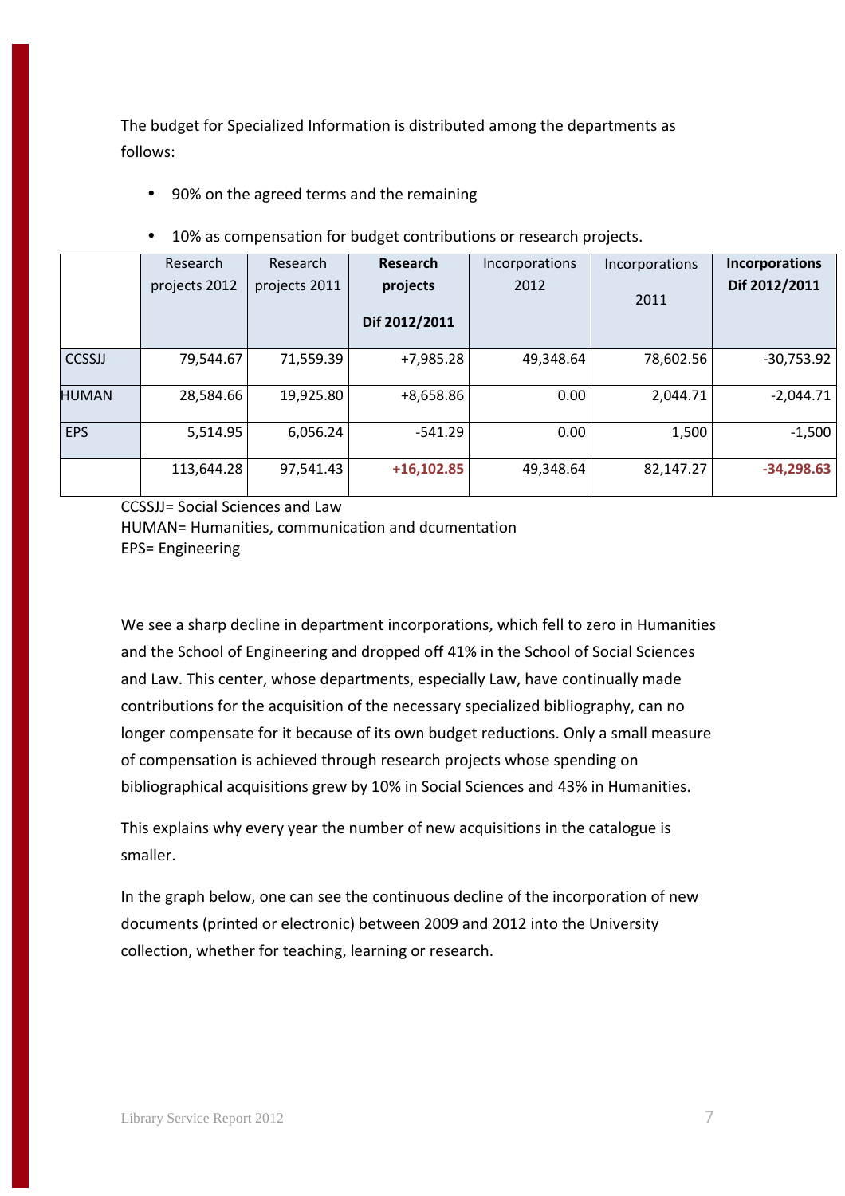The budget for Specialized Information is distributed among the departments as follows:

- 90% on the agreed terms and the remaining
- 10% as compensation for budget contributions or research projects.

| | Research projects 2012 | Research projects 2011 | **Research projects Dif 2012/2011** | Incorporations 2012 | Incorporations 2011 | **Incorporations Dif 2012/2011** |
|---|---|---|---|---|---|---|
| CCSSJJ | 79,544.67 | 71,559.39 | +7,985.28 | 49,348.64 | 78,602.56 | -30,753.92 |
| HUMAN | 28,584.66 | 19,925.80 | +8,658.86 | 0.00 | 2,044.71 | -2,044.71 |
| EPS | 5,514.95 | 6,056.24 | -541.29 | 0.00 | 1,500 | -1,500 |
| | 113,644.28 | 97,541.43 | **+16,102.85** | 49,348.64 | 82,147.27 | **-34,298.63** |

CCSSJJ= Social Sciences and Law
HUMAN= Humanities, communication and dcumentation
EPS= Engineering

We see a sharp decline in department incorporations, which fell to zero in Humanities and the School of Engineering and dropped off 41% in the School of Social Sciences and Law. This center, whose departments, especially Law, have continually made contributions for the acquisition of the necessary specialized bibliography, can no longer compensate for it because of its own budget reductions. Only a small measure of compensation is achieved through research projects whose spending on bibliographical acquisitions grew by 10% in Social Sciences and 43% in Humanities.

This explains why every year the number of new acquisitions in the catalogue is smaller.

In the graph below, one can see the continuous decline of the incorporation of new documents (printed or electronic) between 2009 and 2012 into the University collection, whether for teaching, learning or research.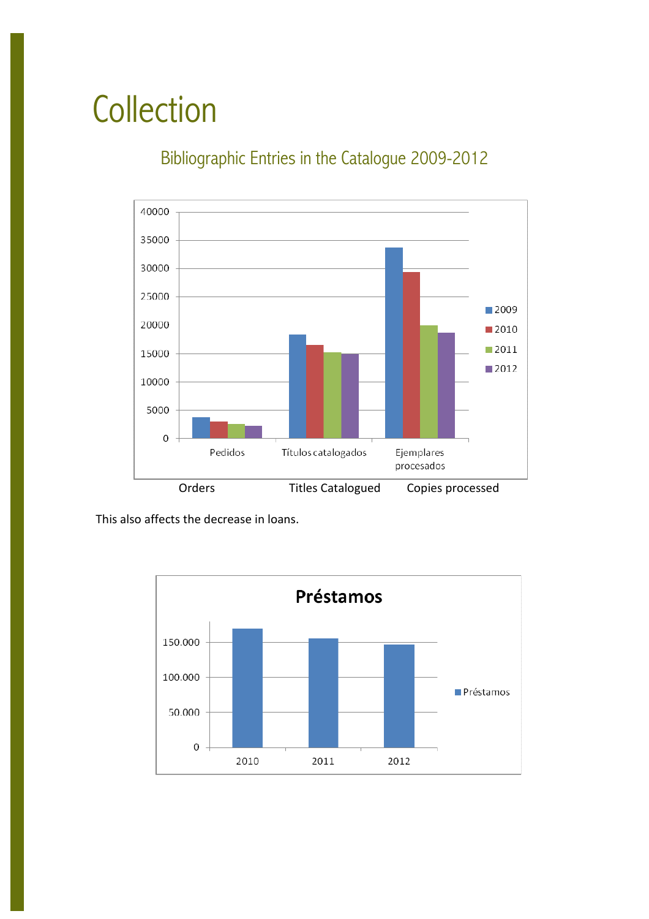# Collection

## Bibliographic Entries in the Catalogue 2009-2012

Orders Titles Catalogued Copies processed

This also affects the decrease in loans.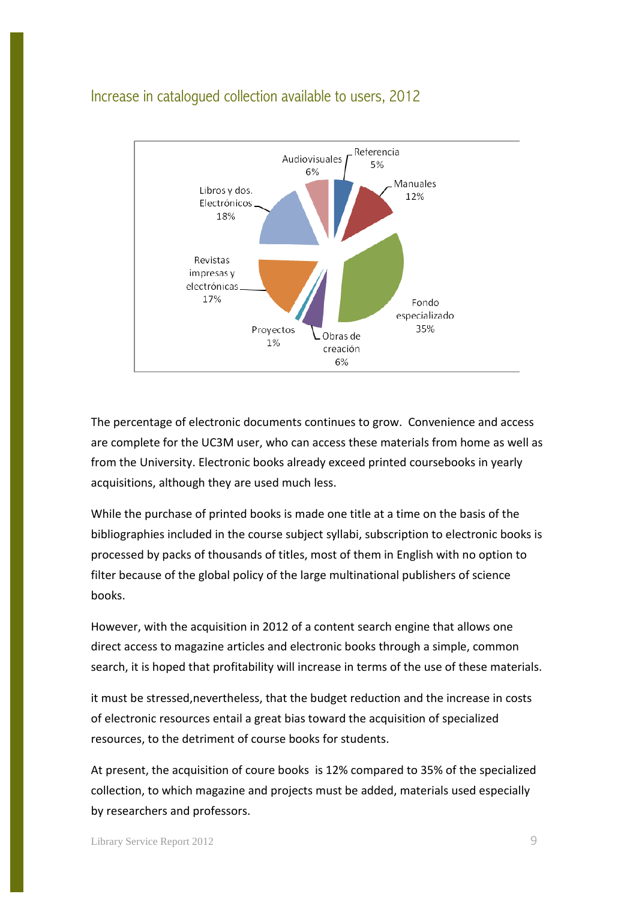## Increase in catalogued collection available to users, 2012

| Category | % |
|---|---|
| Referencia | 5% |
| Manuales | 12% |
| Fondo especializado | 35% |
| Obras de creación | 6% |
| Proyectos | 1% |
| Revistas impresas y electrónicas | 17% |
| Libros y dos. Electrónicos | 18% |
| Audiovisuales | 6% |

The percentage of electronic documents continues to grow. Convenience and access are complete for the UC3M user, who can access these materials from home as well as from the University. Electronic books already exceed printed coursebooks in yearly acquisitions, although they are used much less.

While the purchase of printed books is made one title at a time on the basis of the bibliographies included in the course subject syllabi, subscription to electronic books is processed by packs of thousands of titles, most of them in English with no option to filter because of the global policy of the large multinational publishers of science books.

However, with the acquisition in 2012 of a content search engine that allows one direct access to magazine articles and electronic books through a simple, common search, it is hoped that profitability will increase in terms of the use of these materials.

it must be stressed,nevertheless, that the budget reduction and the increase in costs of electronic resources entail a great bias toward the acquisition of specialized resources, to the detriment of course books for students.

At present, the acquisition of coure books is 12% compared to 35% of the specialized collection, to which magazine and projects must be added, materials used especially by researchers and professors.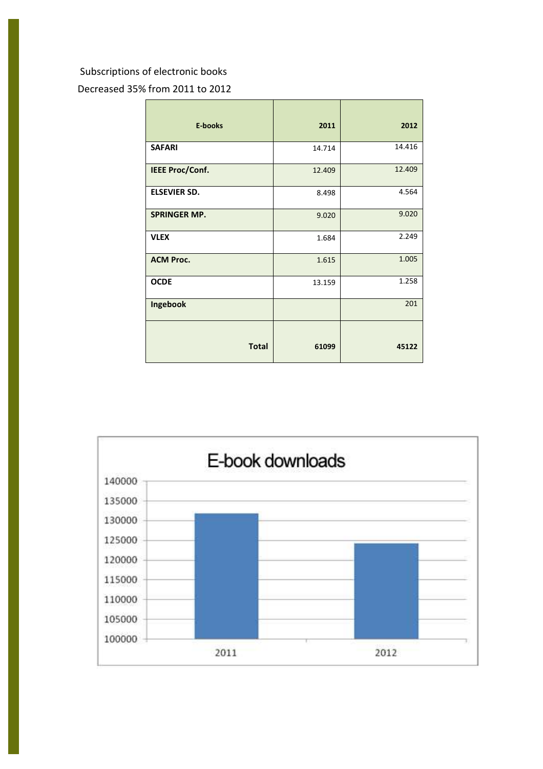Subscriptions of electronic books

Decreased 35% from 2011 to 2012

| E-books | 2011 | 2012 |
|---|---|---|
| **SAFARI** | 14.714 | 14.416 |
| **IEEE Proc/Conf.** | 12.409 | 12.409 |
| **ELSEVIER SD.** | 8.498 | 4.564 |
| **SPRINGER MP.** | 9.020 | 9.020 |
| **VLEX** | 1.684 | 2.249 |
| **ACM Proc.** | 1.615 | 1.005 |
| **OCDE** | 13.159 | 1.258 |
| **Ingebook** | | 201 |
| **Total** | **61099** | **45122** |

E-book downloads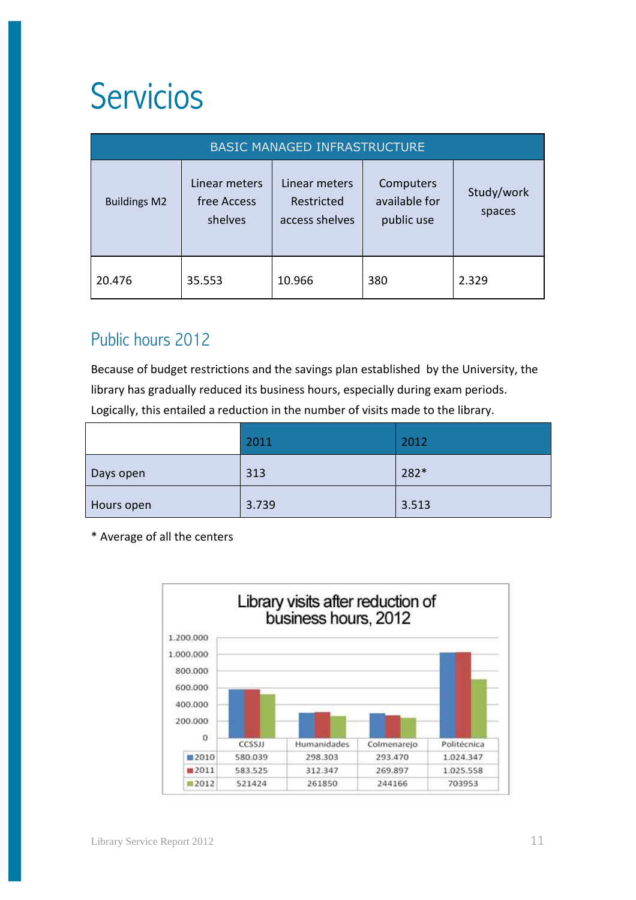# Servicios

| BASIC MANAGED INFRASTRUCTURE | | | | |
|---|---|---|---|---|
| Buildings M2 | Linear meters free Access shelves | Linear meters Restricted access shelves | Computers available for public use | Study/work spaces |
| 20.476 | 35.553 | 10.966 | 380 | 2.329 |

## Public hours 2012

Because of budget restrictions and the savings plan established by the University, the library has gradually reduced its business hours, especially during exam periods. Logically, this entailed a reduction in the number of visits made to the library.

| | 2011 | 2012 |
|---|---|---|
| Days open | 313 | 282* |
| Hours open | 3.739 | 3.513 |

* Average of all the centers

**Library visits after reduction of business hours, 2012**

| | CCSSJJ | Humanidades | Colmenarejo | Politécnica |
|---|---|---|---|---|
| 2010 | 580.039 | 298.303 | 293.470 | 1.024.347 |
| 2011 | 583.525 | 312.347 | 269.897 | 1.025.558 |
| 2012 | 521424 | 261850 | 244166 | 703953 |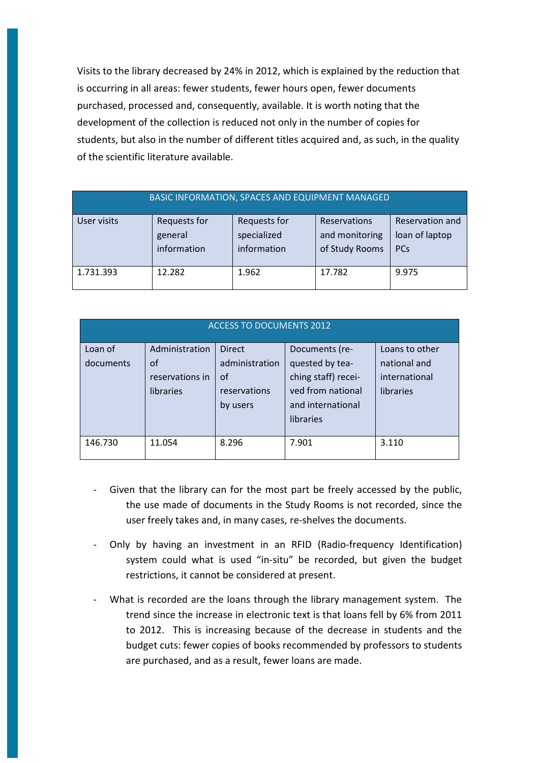Visits to the library decreased by 24% in 2012, which is explained by the reduction that is occurring in all areas: fewer students, fewer hours open, fewer documents purchased, processed and, consequently, available. It is worth noting that the development of the collection is reduced not only in the number of copies for students, but also in the number of different titles acquired and, as such, in the quality of the scientific literature available.

| BASIC INFORMATION, SPACES AND EQUIPMENT MANAGED | | | | |
|---|---|---|---|---|
| User visits | Requests for general information | Requests for specialized information | Reservations and monitoring of Study Rooms | Reservation and loan of laptop PCs |
| 1.731.393 | 12.282 | 1.962 | 17.782 | 9.975 |

| ACCESS TO DOCUMENTS 2012 | | | | |
|---|---|---|---|---|
| Loan of documents | Administration of reservations in libraries | Direct administration of reservations by users | Documents (requested by teaching staff) received from national and international libraries | Loans to other national and international libraries |
| 146.730 | 11.054 | 8.296 | 7.901 | 3.110 |

- Given that the library can for the most part be freely accessed by the public, the use made of documents in the Study Rooms is not recorded, since the user freely takes and, in many cases, re-shelves the documents.
- Only by having an investment in an RFID (Radio-frequency Identification) system could what is used "in-situ" be recorded, but given the budget restrictions, it cannot be considered at present.
- What is recorded are the loans through the library management system. The trend since the increase in electronic text is that loans fell by 6% from 2011 to 2012. This is increasing because of the decrease in students and the budget cuts: fewer copies of books recommended by professors to students are purchased, and as a result, fewer loans are made.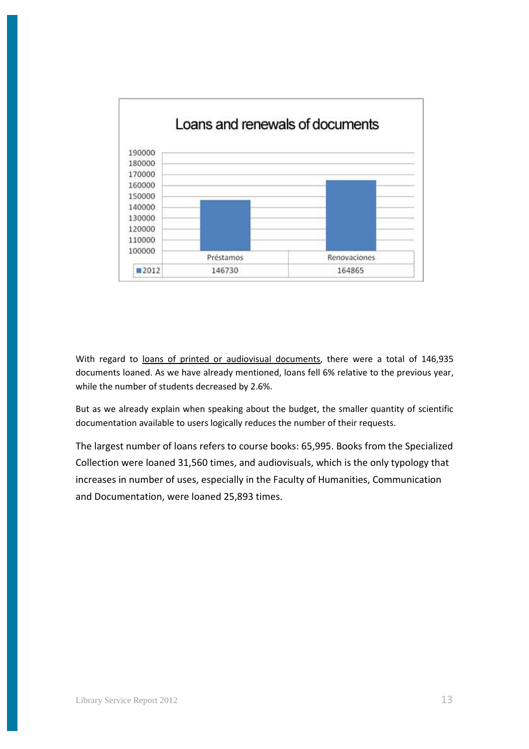## Loans and renewals of documents

| | Préstamos | Renovaciones |
|---|---|---|
| 2012 | 146730 | 164865 |

With regard to loans of printed or audiovisual documents, there were a total of 146,935 documents loaned. As we have already mentioned, loans fell 6% relative to the previous year, while the number of students decreased by 2.6%.

But as we already explain when speaking about the budget, the smaller quantity of scientific documentation available to users logically reduces the number of their requests.

The largest number of loans refers to course books: 65,995. Books from the Specialized Collection were loaned 31,560 times, and audiovisuals, which is the only typology that increases in number of uses, especially in the Faculty of Humanities, Communication and Documentation, were loaned 25,893 times.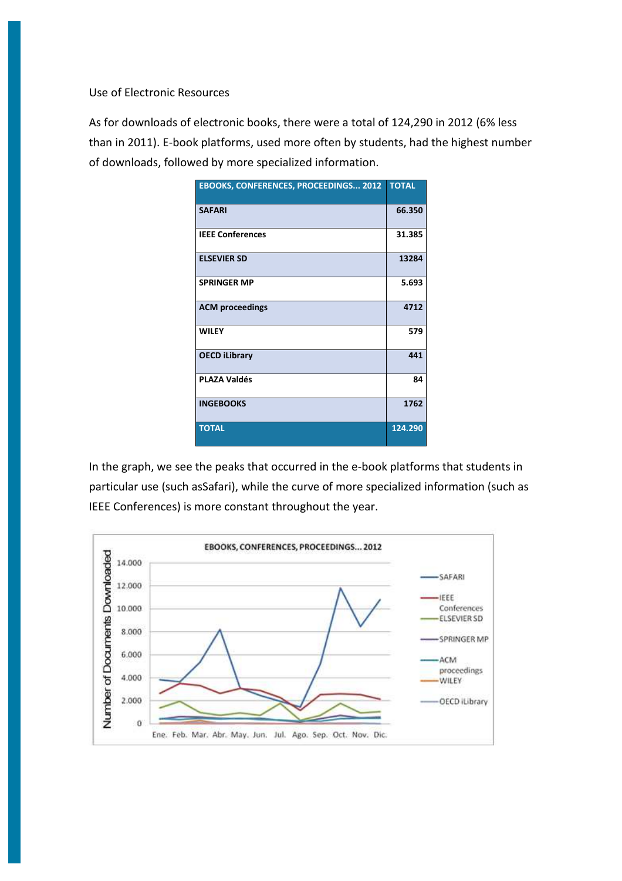Use of Electronic Resources

As for downloads of electronic books, there were a total of 124,290 in 2012 (6% less than in 2011). E-book platforms, used more often by students, had the highest number of downloads, followed by more specialized information.

| EBOOKS, CONFERENCES, PROCEEDINGS... 2012 | TOTAL |
|---|---|
| **SAFARI** | **66.350** |
| **IEEE Conferences** | **31.385** |
| **ELSEVIER SD** | **13284** |
| **SPRINGER MP** | **5.693** |
| **ACM proceedings** | **4712** |
| **WILEY** | **579** |
| **OECD iLibrary** | **441** |
| **PLAZA Valdés** | **84** |
| **INGEBOOKS** | **1762** |
| **TOTAL** | **124.290** |

In the graph, we see the peaks that occurred in the e-book platforms that students in particular use (such asSafari), while the curve of more specialized information (such as IEEE Conferences) is more constant throughout the year.

EBOOKS, CONFERENCES, PROCEEDINGS... 2012

Number of Documents Downloaded

14.000
12.000
10.000
8.000
6.000
4.000
2.000
0

Ene. Feb. Mar. Abr. May. Jun. Jul. Ago. Sep. Oct. Nov. Dic.

SAFARI
IEEE Conferences
ELSEVIER SD
SPRINGER MP
ACM proceedings
WILEY
OECD iLibrary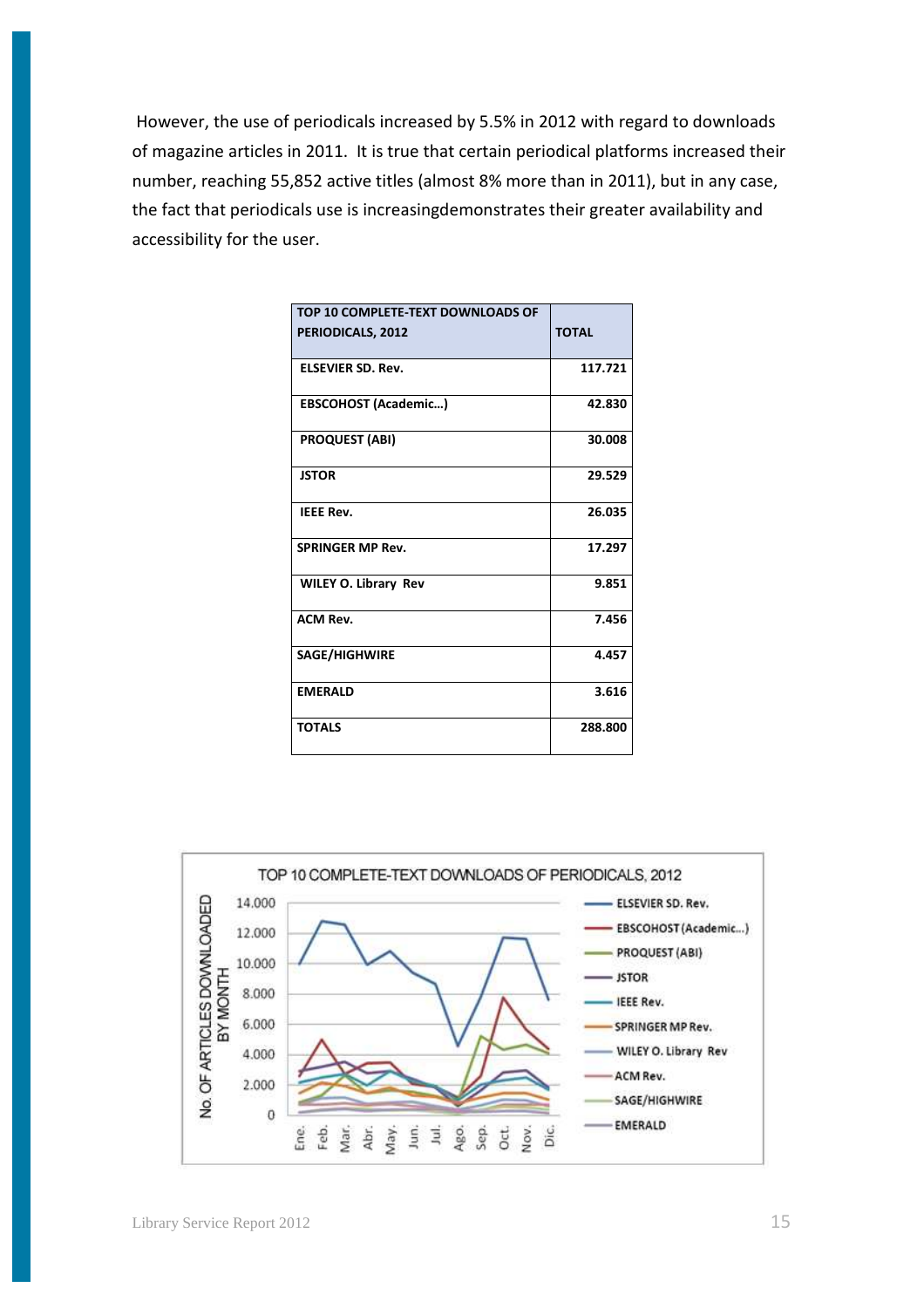However, the use of periodicals increased by 5.5% in 2012 with regard to downloads of magazine articles in 2011. It is true that certain periodical platforms increased their number, reaching 55,852 active titles (almost 8% more than in 2011), but in any case, the fact that periodicals use is increasingdemonstrates their greater availability and accessibility for the user.

| TOP 10 COMPLETE-TEXT DOWNLOADS OF PERIODICALS, 2012 | TOTAL |
|---|---|
| ELSEVIER SD. Rev. | 117.721 |
| EBSCOHOST (Academic…) | 42.830 |
| PROQUEST (ABI) | 30.008 |
| JSTOR | 29.529 |
| IEEE Rev. | 26.035 |
| SPRINGER MP Rev. | 17.297 |
| WILEY O. Library Rev | 9.851 |
| ACM Rev. | 7.456 |
| SAGE/HIGHWIRE | 4.457 |
| EMERALD | 3.616 |
| TOTALS | 288.800 |

TOP 10 COMPLETE-TEXT DOWNLOADS OF PERIODICALS, 2012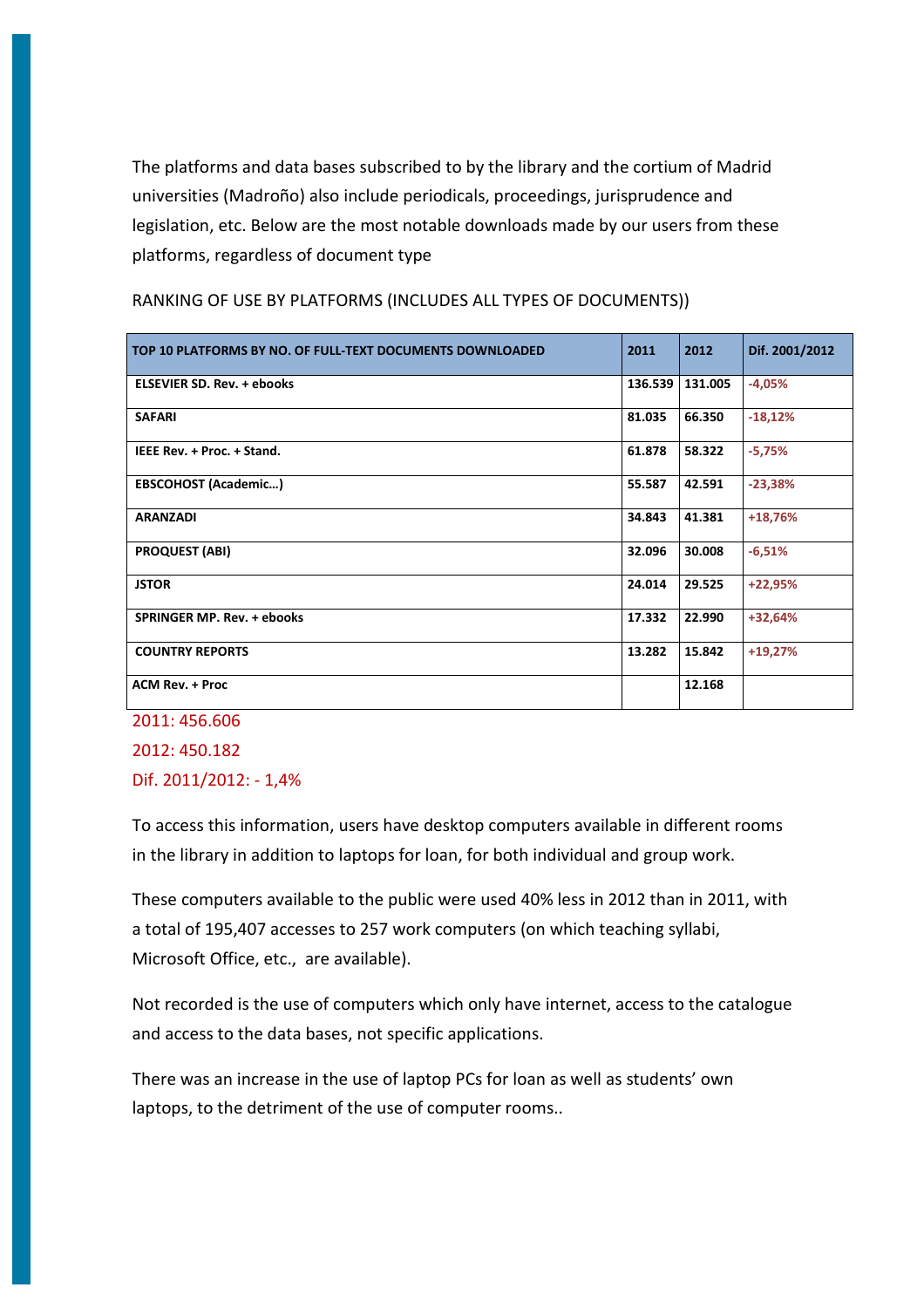The platforms and data bases subscribed to by the library and the cortium of Madrid universities (Madroño) also include periodicals, proceedings, jurisprudence and legislation, etc. Below are the most notable downloads made by our users from these platforms, regardless of document type

RANKING OF USE BY PLATFORMS (INCLUDES ALL TYPES OF DOCUMENTS))

| TOP 10 PLATFORMS BY NO. OF FULL-TEXT DOCUMENTS DOWNLOADED | 2011 | 2012 | Dif. 2001/2012 |
|---|---|---|---|
| ELSEVIER SD. Rev. + ebooks | 136.539 | 131.005 | -4,05% |
| SAFARI | 81.035 | 66.350 | -18,12% |
| IEEE Rev. + Proc. + Stand. | 61.878 | 58.322 | -5,75% |
| EBSCOHOST (Academic…) | 55.587 | 42.591 | -23,38% |
| ARANZADI | 34.843 | 41.381 | +18,76% |
| PROQUEST (ABI) | 32.096 | 30.008 | -6,51% |
| JSTOR | 24.014 | 29.525 | +22,95% |
| SPRINGER MP. Rev. + ebooks | 17.332 | 22.990 | +32,64% |
| COUNTRY REPORTS | 13.282 | 15.842 | +19,27% |
| ACM Rev. + Proc | | 12.168 | |

2011: 456.606

2012: 450.182

Dif. 2011/2012: - 1,4%

To access this information, users have desktop computers available in different rooms in the library in addition to laptops for loan, for both individual and group work.

These computers available to the public were used 40% less in 2012 than in 2011, with a total of 195,407 accesses to 257 work computers (on which teaching syllabi, Microsoft Office, etc., are available).

Not recorded is the use of computers which only have internet, access to the catalogue and access to the data bases, not specific applications.

There was an increase in the use of laptop PCs for loan as well as students' own laptops, to the detriment of the use of computer rooms..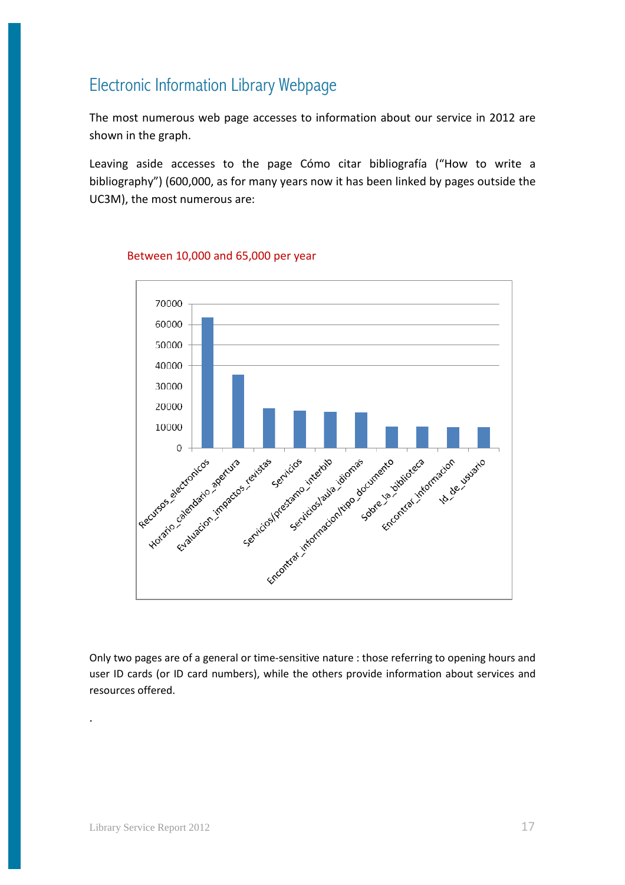## Electronic Information Library Webpage

The most numerous web page accesses to information about our service in 2012 are shown in the graph.

Leaving aside accesses to the page Cómo citar bibliografía ("How to write a bibliography") (600,000, as for many years now it has been linked by pages outside the UC3M), the most numerous are:

Between 10,000 and 65,000 per year

Only two pages are of a general or time-sensitive nature : those referring to opening hours and user ID cards (or ID card numbers), while the others provide information about services and resources offered.

.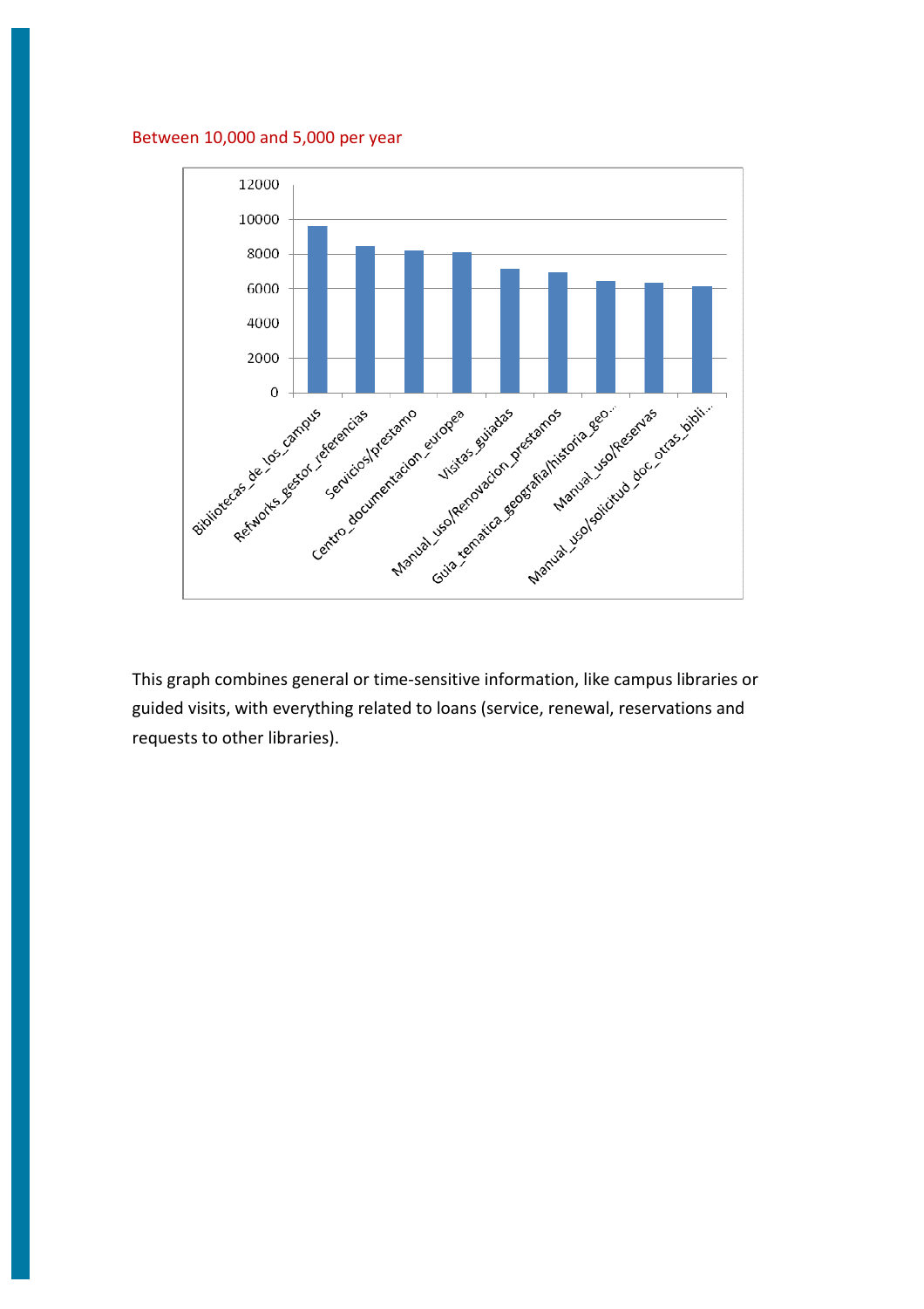Between 10,000 and 5,000 per year

This graph combines general or time-sensitive information, like campus libraries or guided visits, with everything related to loans (service, renewal, reservations and requests to other libraries).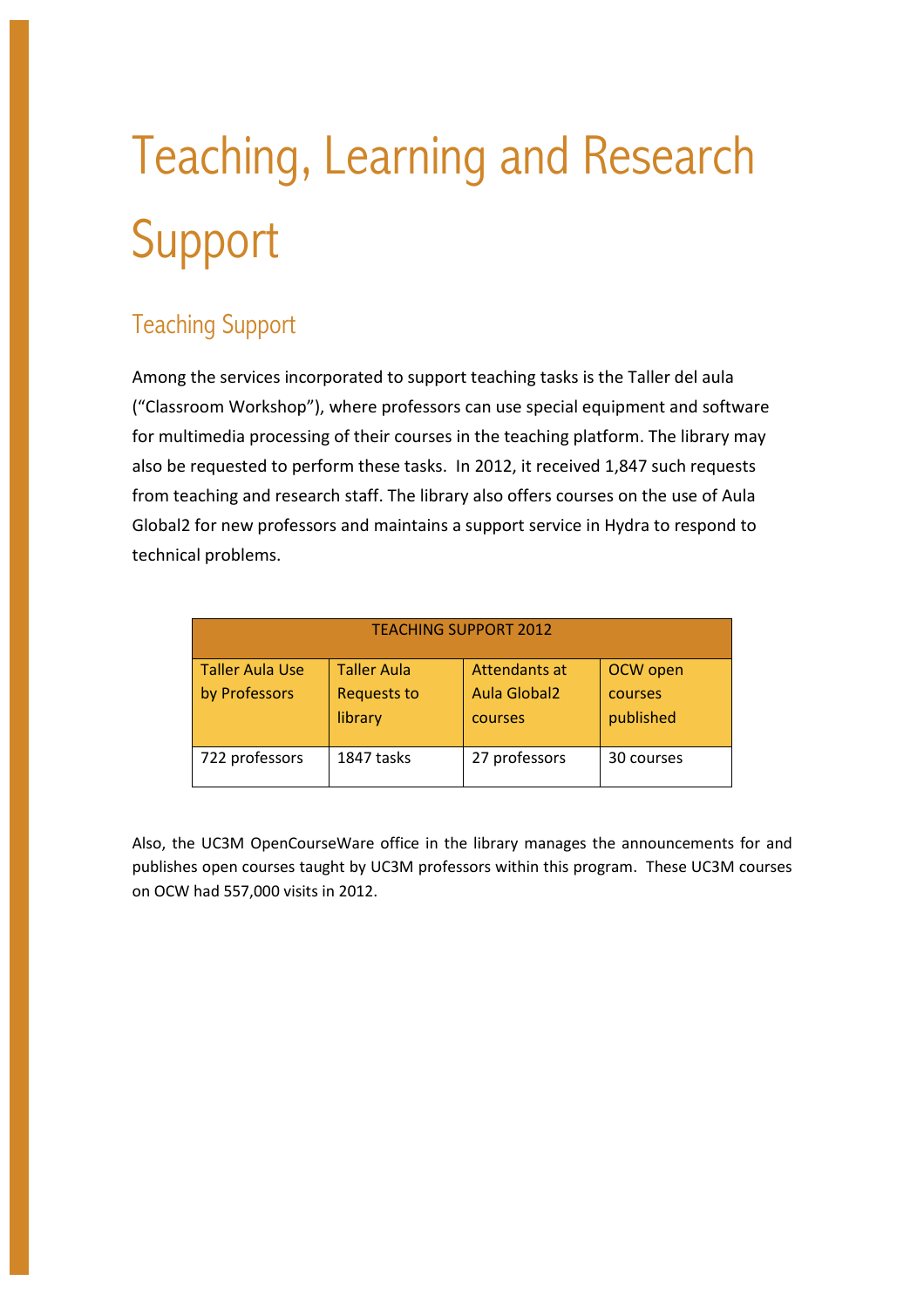# Teaching, Learning and Research Support

## Teaching Support

Among the services incorporated to support teaching tasks is the Taller del aula ("Classroom Workshop"), where professors can use special equipment and software for multimedia processing of their courses in the teaching platform. The library may also be requested to perform these tasks. In 2012, it received 1,847 such requests from teaching and research staff. The library also offers courses on the use of Aula Global2 for new professors and maintains a support service in Hydra to respond to technical problems.

| TEACHING SUPPORT 2012 | | | |
|---|---|---|---|
| Taller Aula Use by Professors | Taller Aula Requests to library | Attendants at Aula Global2 courses | OCW open courses published |
| 722 professors | 1847 tasks | 27 professors | 30 courses |

Also, the UC3M OpenCourseWare office in the library manages the announcements for and publishes open courses taught by UC3M professors within this program. These UC3M courses on OCW had 557,000 visits in 2012.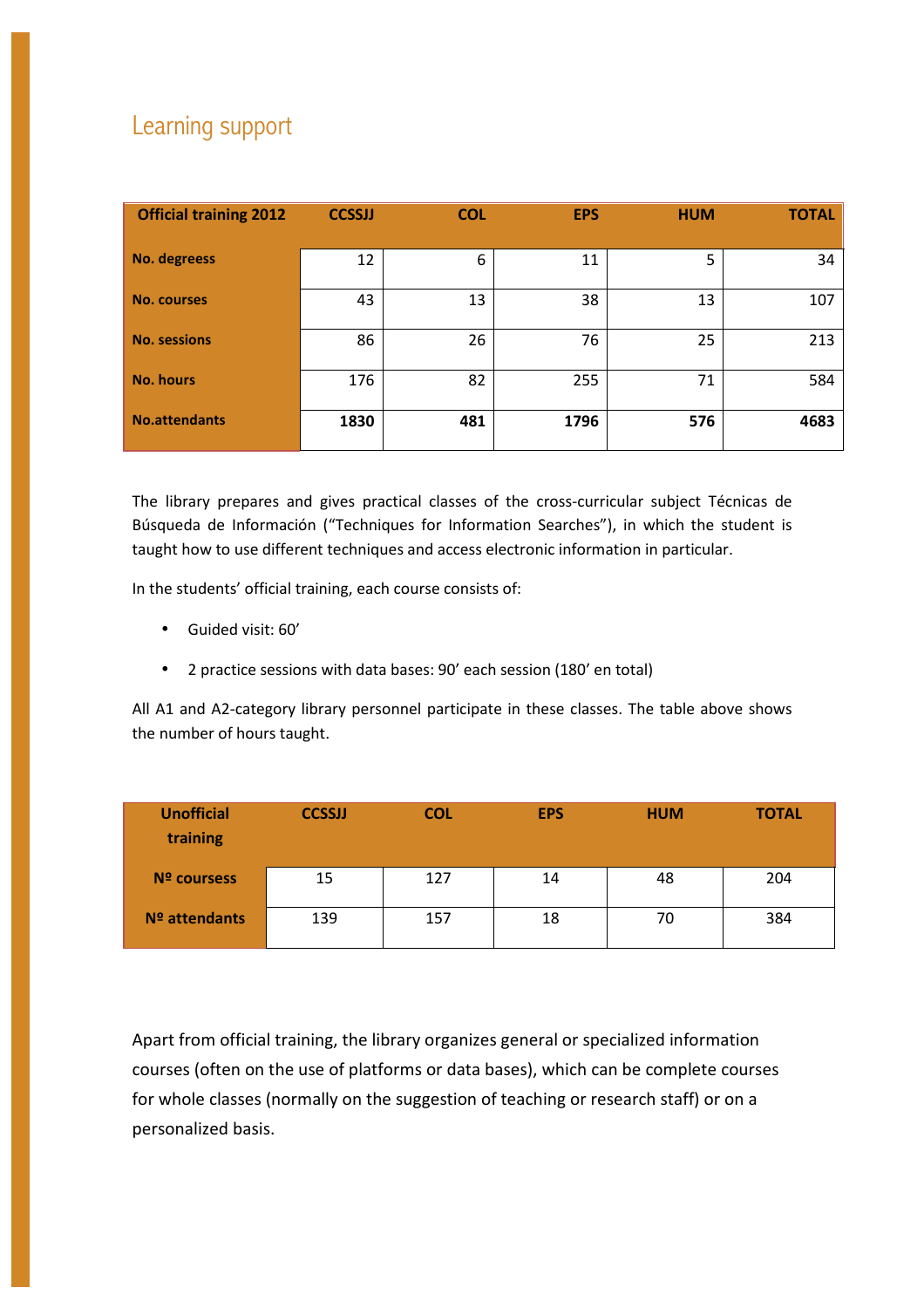## Learning support

| Official training 2012 | CCSSJJ | COL | EPS | HUM | TOTAL |
|---|---|---|---|---|---|
| **No. degreess** | 12 | 6 | 11 | 5 | 34 |
| **No. courses** | 43 | 13 | 38 | 13 | 107 |
| **No. sessions** | 86 | 26 | 76 | 25 | 213 |
| **No. hours** | 176 | 82 | 255 | 71 | 584 |
| **No.attendants** | **1830** | **481** | **1796** | **576** | **4683** |

The library prepares and gives practical classes of the cross-curricular subject Técnicas de Búsqueda de Información ("Techniques for Information Searches"), in which the student is taught how to use different techniques and access electronic information in particular.

In the students' official training, each course consists of:

- Guided visit: 60'
- 2 practice sessions with data bases: 90' each session (180' en total)

All A1 and A2-category library personnel participate in these classes. The table above shows the number of hours taught.

| Unofficial training | CCSSJJ | COL | EPS | HUM | TOTAL |
|---|---|---|---|---|---|
| **Nº coursess** | 15 | 127 | 14 | 48 | 204 |
| **Nº attendants** | 139 | 157 | 18 | 70 | 384 |

Apart from official training, the library organizes general or specialized information courses (often on the use of platforms or data bases), which can be complete courses for whole classes (normally on the suggestion of teaching or research staff) or on a personalized basis.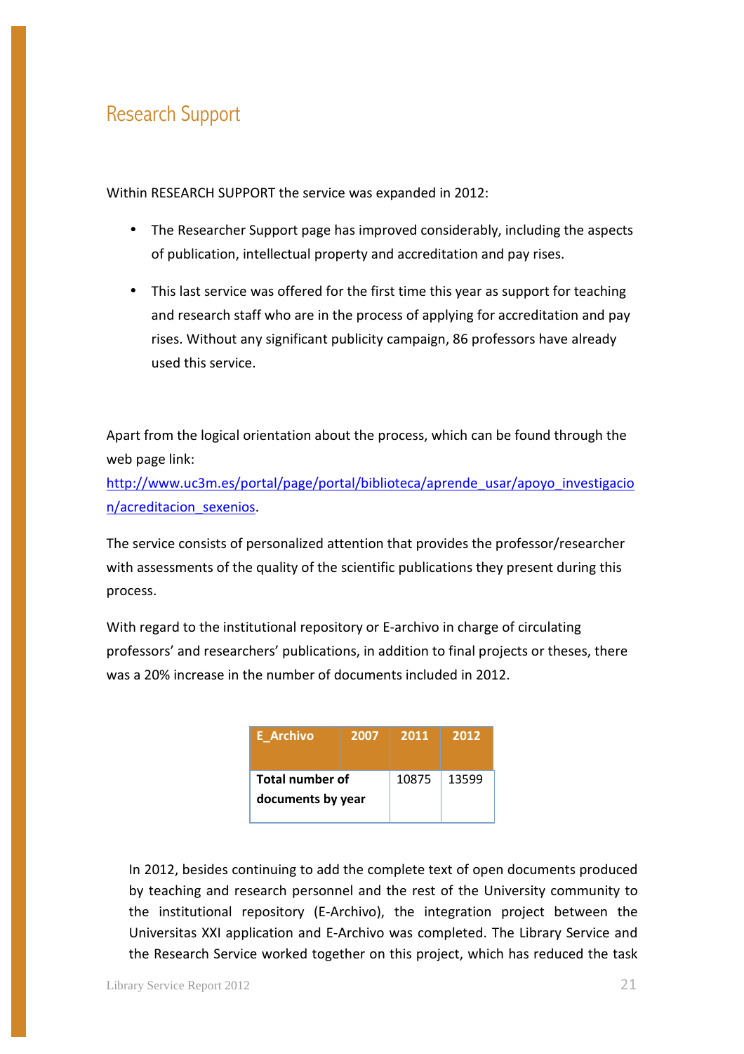## Research Support

Within RESEARCH SUPPORT the service was expanded in 2012:

- The Researcher Support page has improved considerably, including the aspects of publication, intellectual property and accreditation and pay rises.
- This last service was offered for the first time this year as support for teaching and research staff who are in the process of applying for accreditation and pay rises. Without any significant publicity campaign, 86 professors have already used this service.

Apart from the logical orientation about the process, which can be found through the web page link: [http://www.uc3m.es/portal/page/portal/biblioteca/aprende_usar/apoyo_investigacion/acreditacion_sexenios](http://www.uc3m.es/portal/page/portal/biblioteca/aprende_usar/apoyo_investigacion/acreditacion_sexenios).

The service consists of personalized attention that provides the professor/researcher with assessments of the quality of the scientific publications they present during this process.

With regard to the institutional repository or E-archivo in charge of circulating professors' and researchers' publications, in addition to final projects or theses, there was a 20% increase in the number of documents included in 2012.

| E_Archivo | 2007 | 2011 | 2012 |
|---|---|---|---|
| **Total number of documents by year** | | 10875 | 13599 |

In 2012, besides continuing to add the complete text of open documents produced by teaching and research personnel and the rest of the University community to the institutional repository (E-Archivo), the integration project between the Universitas XXI application and E-Archivo was completed. The Library Service and the Research Service worked together on this project, which has reduced the task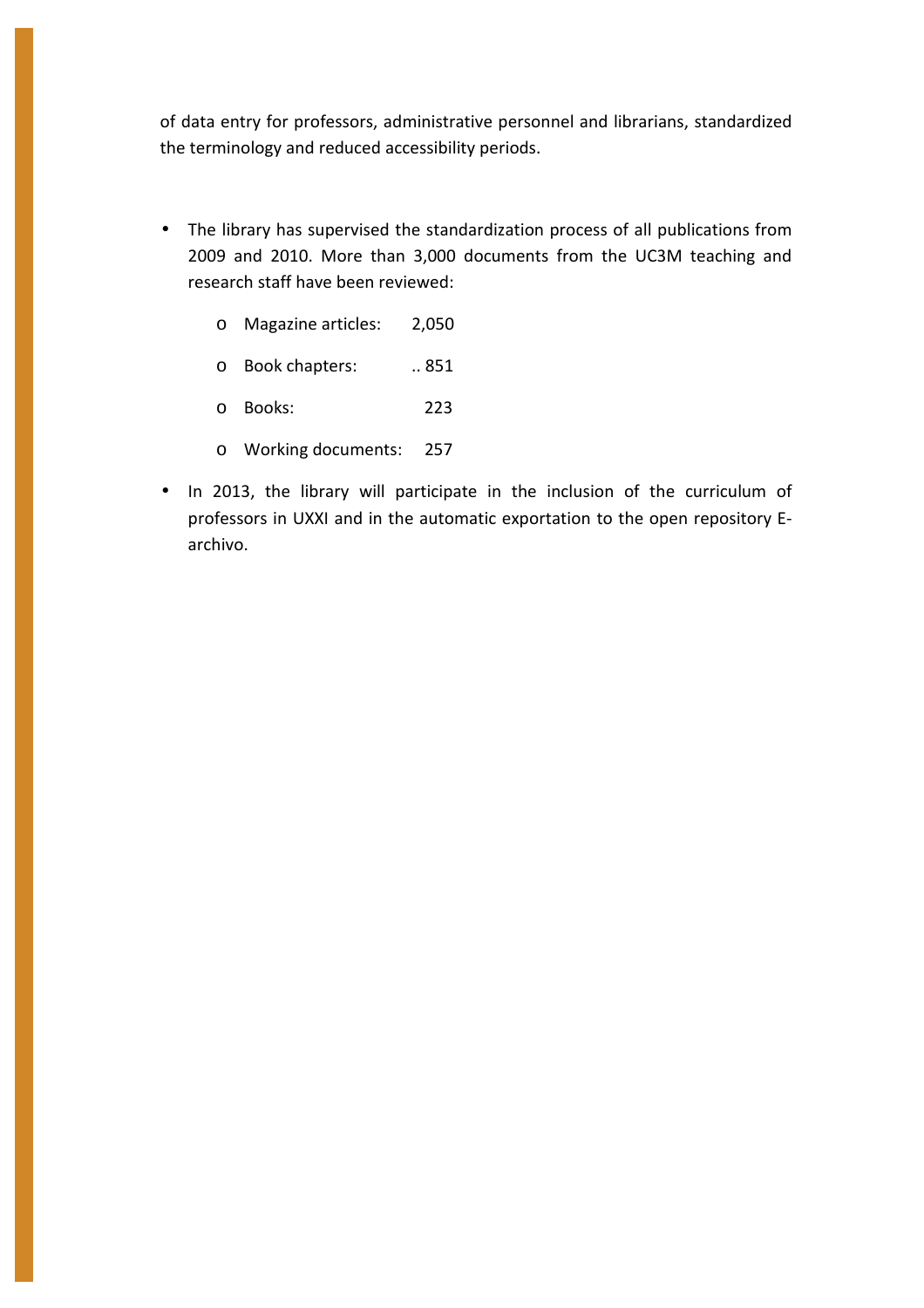of data entry for professors, administrative personnel and librarians, standardized the terminology and reduced accessibility periods.

- The library has supervised the standardization process of all publications from 2009 and 2010. More than 3,000 documents from the UC3M teaching and research staff have been reviewed:
  - Magazine articles: 2,050
  - Book chapters: .. 851
  - Books: 223
  - Working documents: 257
- In 2013, the library will participate in the inclusion of the curriculum of professors in UXXI and in the automatic exportation to the open repository E-archivo.